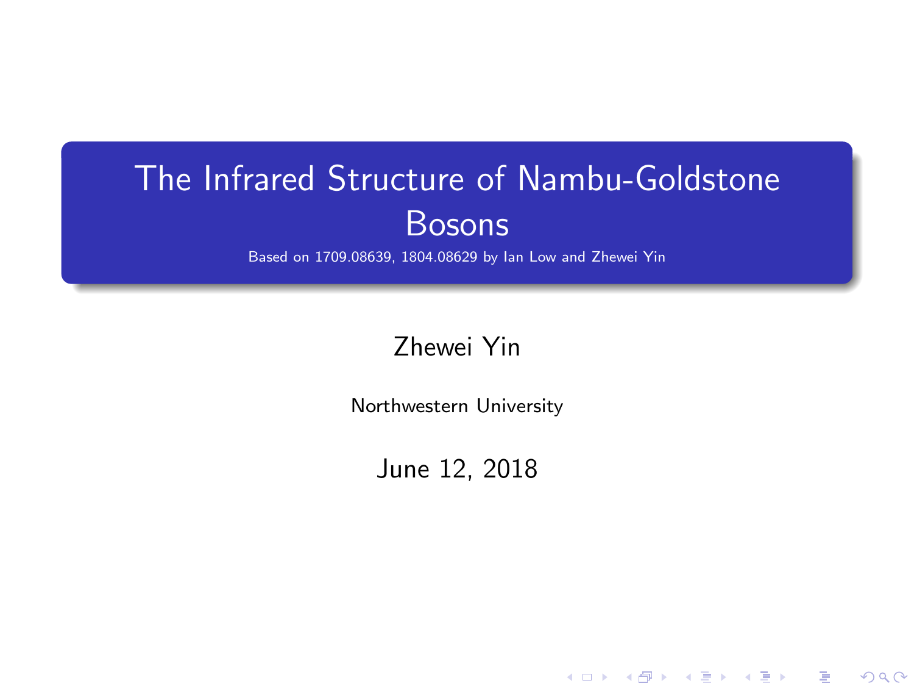# The Infrared Structure of Nambu-Goldstone Bosons

Based on 1709.08639, 1804.08629 by Ian Low and Zhewei Yin

Zhewei Yin

Northwestern University

June 12, 2018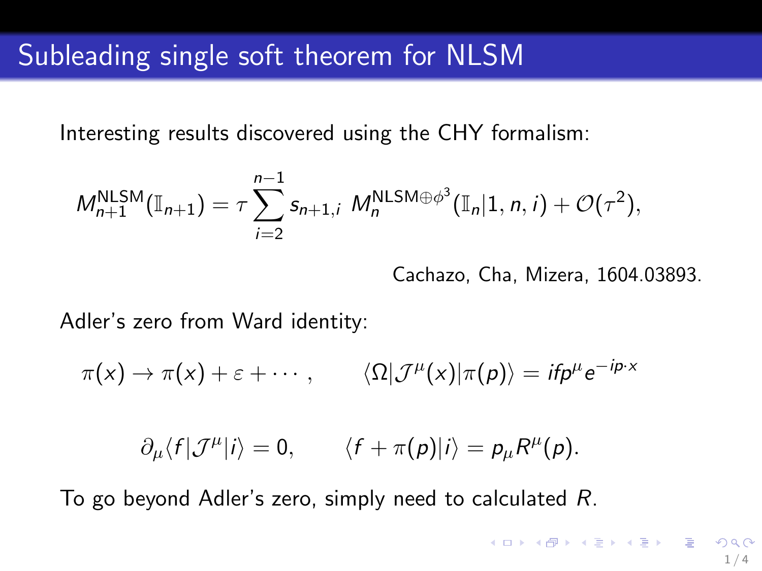# Subleading single soft theorem for NLSM

Interesting results discovered using the CHY formalism:

$$M_{n+1}^{\text{NLSM}}(\mathbb{I}_{n+1}) = \tau \sum_{i=2}^{n-1} s_{n+1,i} \; M_n^{\text{NLSM}\oplus\phi^3}(\mathbb{I}_n|1,n,i) + \mathcal{O}(\tau^2),$$

Cachazo, Cha, Mizera, 1604.03893.

Adler's zero from Ward identity:

$$\pi(x) \to \pi(x) + \varepsilon + \cdots \,, \qquad \langle \Omega | \mathcal{J}^\mu(x) | \pi(p) \rangle = i f p^\mu e^{-ip\cdot x}$$

$$\partial_\mu \langle f | \mathcal{J}^\mu | i \rangle = 0, \qquad \langle f + \pi(p) | i \rangle = p_\mu R^\mu(p).$$

To go beyond Adler's zero, simply need to calculated $R$.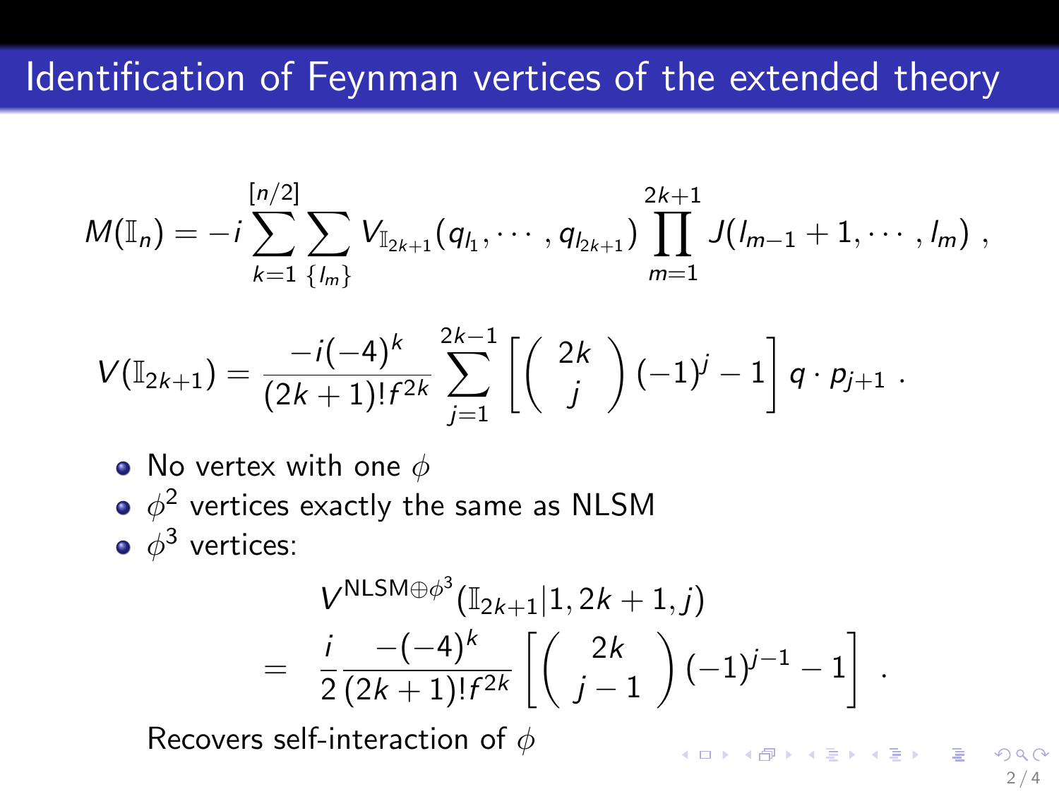# Identification of Feynman vertices of the extended theory

$$M(\mathbb{I}_n) = -i \sum_{k=1}^{[n/2]} \sum_{\{l_m\}} V_{\mathbb{I}_{2k+1}}(q_{l_1}, \cdots, q_{l_{2k+1}}) \prod_{m=1}^{2k+1} J(l_{m-1}+1, \cdots, l_m) \; ,$$

$$V(\mathbb{I}_{2k+1}) = \frac{-i(-4)^k}{(2k+1)! f^{2k}} \sum_{j=1}^{2k-1} \left[ \binom{2k}{j} (-1)^j - 1 \right] q \cdot p_{j+1} \; .$$

- No vertex with one $\phi$
- $\phi^2$ vertices exactly the same as NLSM
- $\phi^3$ vertices:

$$\begin{aligned} & V^{\mathrm{NLSM} \oplus \phi^3}(\mathbb{I}_{2k+1} | 1, 2k+1, j) \\ = \; & \frac{i}{2} \frac{-(-4)^k}{(2k+1)! f^{2k}} \left[ \binom{2k}{j-1} (-1)^{j-1} - 1 \right] \; . \end{aligned}$$

Recovers self-interaction of $\phi$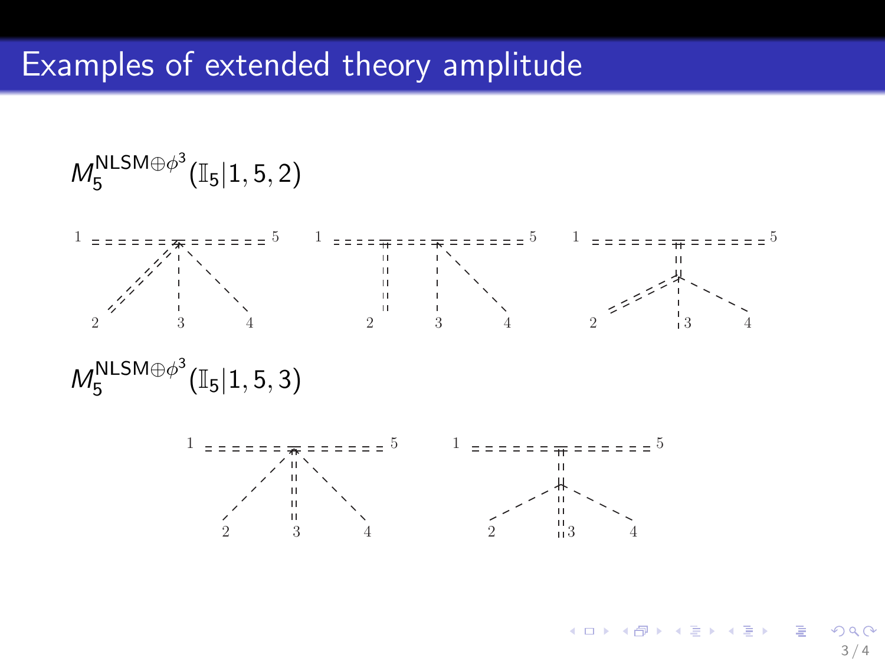# Examples of extended theory amplitude

$M_5^{\mathrm{NLSM}\oplus\phi^3}(\mathbb{I}_5|1,5,2)$

$M_5^{\mathrm{NLSM}\oplus\phi^3}(\mathbb{I}_5|1,5,3)$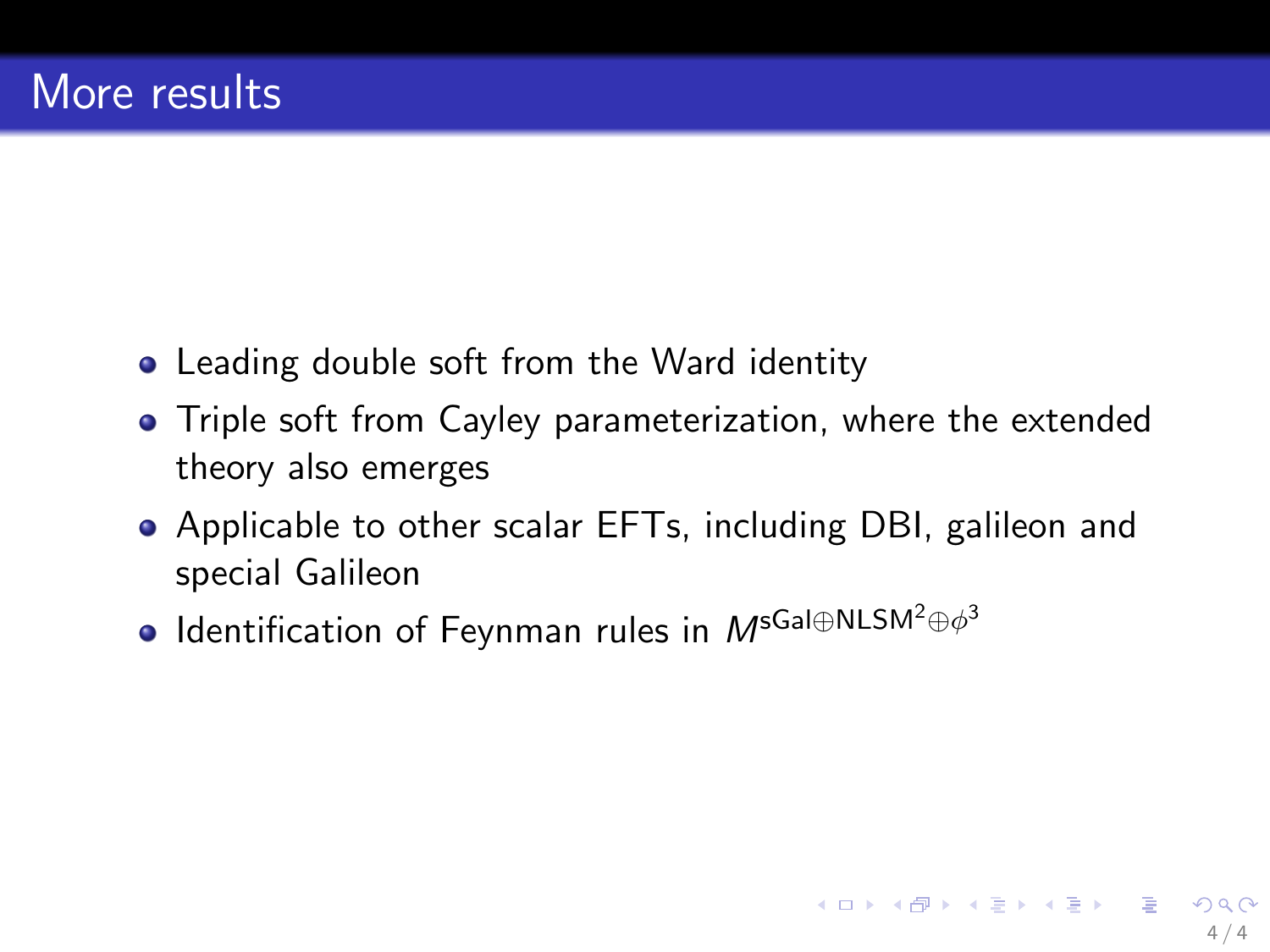## More results

- Leading double soft from the Ward identity
- Triple soft from Cayley parameterization, where the extended theory also emerges
- Applicable to other scalar EFTs, including DBI, galileon and special Galileon
- Identification of Feynman rules in $M^{\mathrm{sGal}\oplus\mathrm{NLSM}^2\oplus\phi^3}$